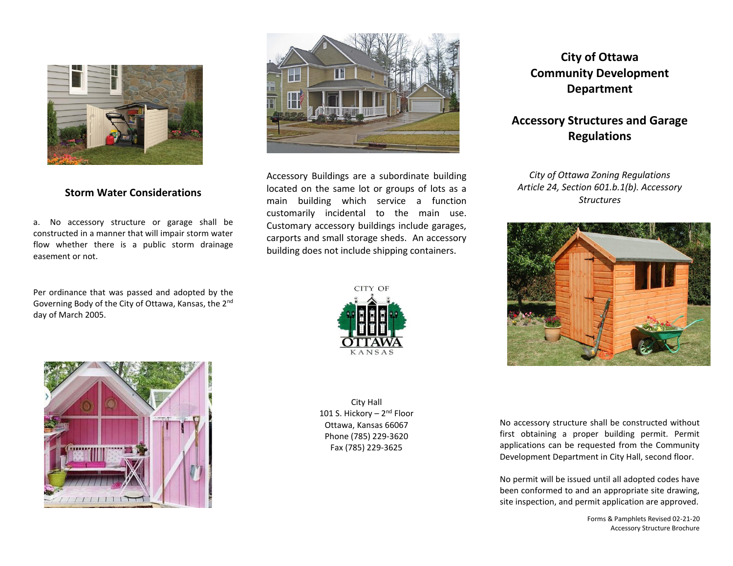# City of Ottawa Community Development Department

## Accessory Structures and Garage Regulations

*City of Ottawa Zoning Regulations Article 24, Section 601.b.1(b). Accessory Structures*

No accessory structure shall be constructed without first obtaining a proper building permit. Permit applications can be requested from the Community Development Department in City Hall, second floor.

No permit will be issued until all adopted codes have been conformed to and an appropriate site drawing, site inspection, and permit application are approved.

Forms & Pamphlets Revised 02-21-20
Accessory Structure Brochure

### Storm Water Considerations

a. No accessory structure or garage shall be constructed in a manner that will impair storm water flow whether there is a public storm drainage easement or not.

Per ordinance that was passed and adopted by the Governing Body of the City of Ottawa, Kansas, the 2nd day of March 2005.

Accessory Buildings are a subordinate building located on the same lot or groups of lots as a main building which service a function customarily incidental to the main use. Customary accessory buildings include garages, carports and small storage sheds. An accessory building does not include shipping containers.

CITY OF OTTAWA KANSAS

City Hall
101 S. Hickory – 2nd Floor
Ottawa, Kansas 66067
Phone (785) 229-3620
Fax (785) 229-3625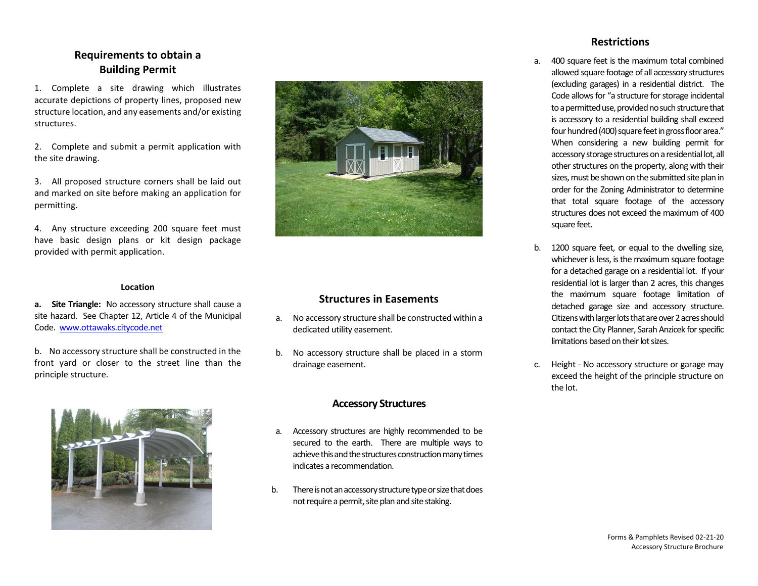## Requirements to obtain a Building Permit

1. Complete a site drawing which illustrates accurate depictions of property lines, proposed new structure location, and any easements and/or existing structures.

2. Complete and submit a permit application with the site drawing.

3. All proposed structure corners shall be laid out and marked on site before making an application for permitting.

4. Any structure exceeding 200 square feet must have basic design plans or kit design package provided with permit application.

#### Location

**a. Site Triangle:** No accessory structure shall cause a site hazard. See Chapter 12, Article 4 of the Municipal Code. [www.ottawaks.citycode.net](http://www.ottawaks.citycode.net)

b. No accessory structure shall be constructed in the front yard or closer to the street line than the principle structure.

## Structures in Easements

a. No accessory structure shall be constructed within a dedicated utility easement.

b. No accessory structure shall be placed in a storm drainage easement.

## Accessory Structures

a. Accessory structures are highly recommended to be secured to the earth. There are multiple ways to achieve this and the structures construction many times indicates a recommendation.

b. There is not an accessory structure type or size that does not require a permit, site plan and site staking.

## Restrictions

a. 400 square feet is the maximum total combined allowed square footage of all accessory structures (excluding garages) in a residential district. The Code allows for "a structure for storage incidental to a permitted use, provided no such structure that is accessory to a residential building shall exceed four hundred (400) square feet in gross floor area." When considering a new building permit for accessory storage structures on a residential lot, all other structures on the property, along with their sizes, must be shown on the submitted site plan in order for the Zoning Administrator to determine that total square footage of the accessory structures does not exceed the maximum of 400 square feet.

b. 1200 square feet, or equal to the dwelling size, whichever is less, is the maximum square footage for a detached garage on a residential lot. If your residential lot is larger than 2 acres, this changes the maximum square footage limitation of detached garage size and accessory structure. Citizens with larger lots that are over 2 acres should contact the City Planner, Sarah Anzicek for specific limitations based on their lot sizes.

c. Height - No accessory structure or garage may exceed the height of the principle structure on the lot.

Forms & Pamphlets Revised 02-21-20
Accessory Structure Brochure